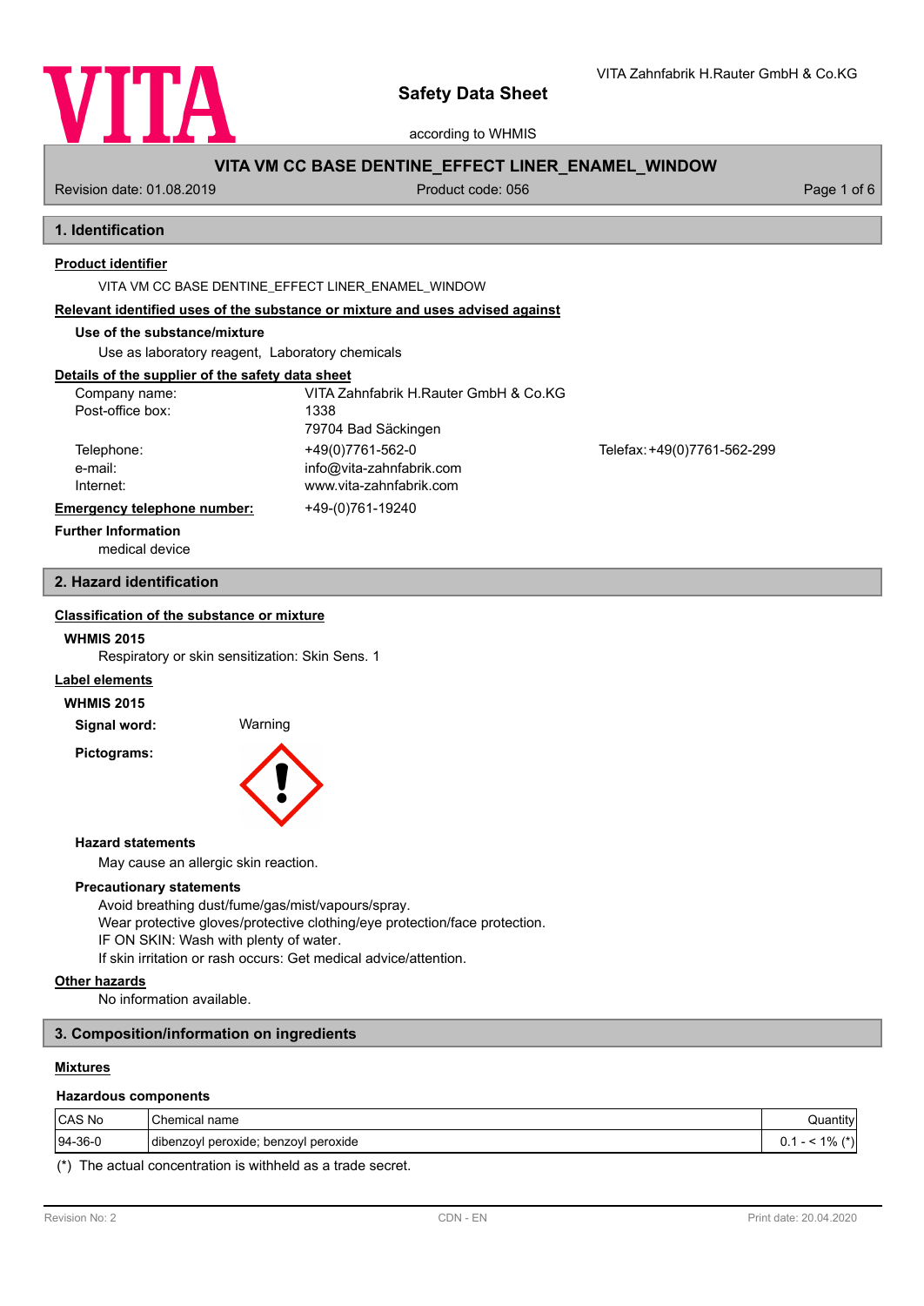# Safety Data Sheet

according to WHMIS

VITA Zahnfabrik H.Rauter GmbH & Co.KG

**VITA VM CC BASE DENTINE_EFFECT LINER_ENAMEL_WINDOW**

Revision date: 01.08.2019 | Product code: 056

## 1. Identification

**Product identifier**

VITA VM CC BASE DENTINE_EFFECT LINER_ENAMEL_WINDOW

**Relevant identified uses of the substance or mixture and uses advised against**

**Use of the substance/mixture**

Use as laboratory reagent, Laboratory chemicals

**Details of the supplier of the safety data sheet**

| | | |
|---|---|---|
| Company name: | VITA Zahnfabrik H.Rauter GmbH & Co.KG | |
| Post-office box: | 1338 | |
| | 79704 Bad Säckingen | |
| Telephone: | +49(0)7761-562-0 | Telefax: +49(0)7761-562-299 |
| e-mail: | info@vita-zahnfabrik.com | |
| Internet: | www.vita-zahnfabrik.com | |

**Emergency telephone number:** +49-(0)761-19240

**Further Information**

medical device

## 2. Hazard identification

**Classification of the substance or mixture**

**WHMIS 2015**

Respiratory or skin sensitization: Skin Sens. 1

**Label elements**

**WHMIS 2015**

**Signal word:** Warning

**Pictograms:**

**Hazard statements**

May cause an allergic skin reaction.

**Precautionary statements**

Avoid breathing dust/fume/gas/mist/vapours/spray.
Wear protective gloves/protective clothing/eye protection/face protection.
IF ON SKIN: Wash with plenty of water.
If skin irritation or rash occurs: Get medical advice/attention.

**Other hazards**

No information available.

## 3. Composition/information on ingredients

**Mixtures**

**Hazardous components**

| CAS No | Chemical name | Quantity |
|---|---|---|
| 94-36-0 | dibenzoyl peroxide; benzoyl peroxide | 0.1 - < 1% (*) |

(*) The actual concentration is withheld as a trade secret.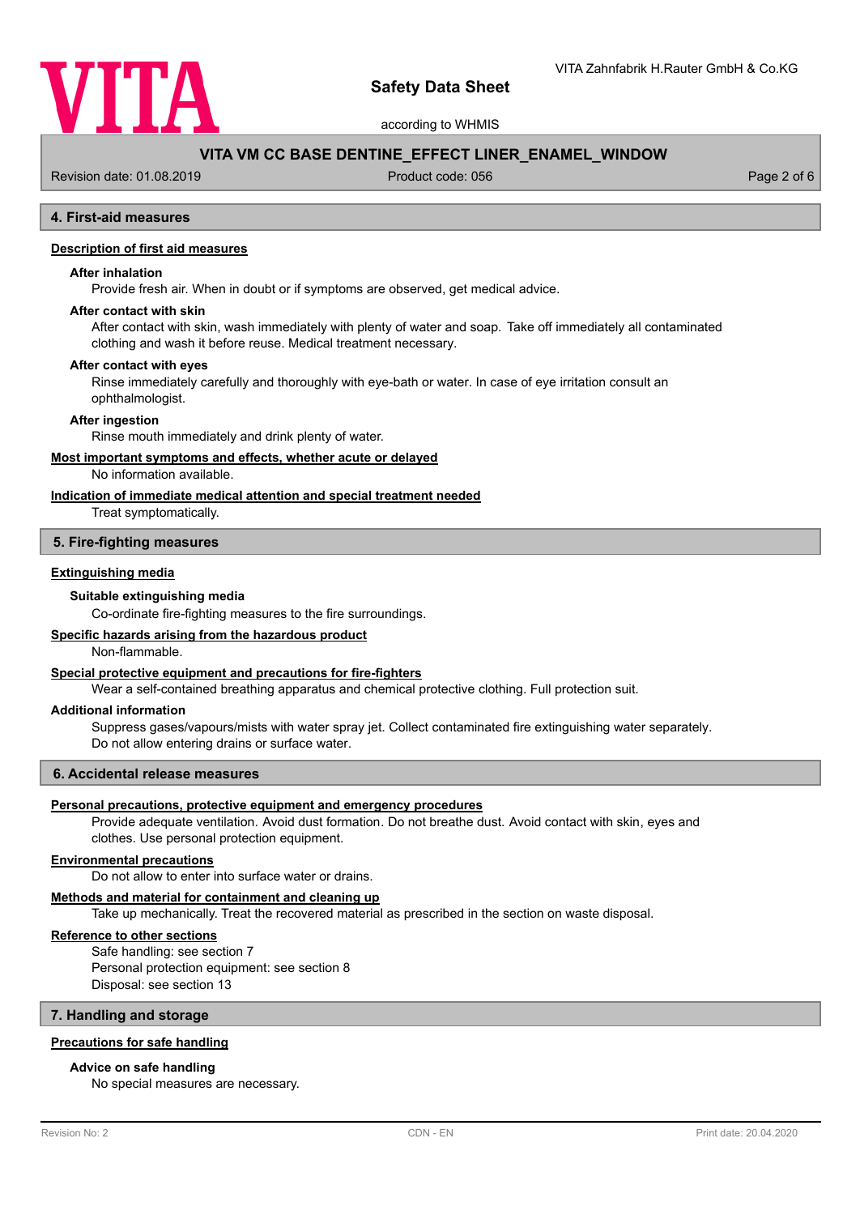## 4. First-aid measures

### Description of first aid measures

**After inhalation**

Provide fresh air. When in doubt or if symptoms are observed, get medical advice.

**After contact with skin**

After contact with skin, wash immediately with plenty of water and soap. Take off immediately all contaminated clothing and wash it before reuse. Medical treatment necessary.

**After contact with eyes**

Rinse immediately carefully and thoroughly with eye-bath or water. In case of eye irritation consult an ophthalmologist.

**After ingestion**

Rinse mouth immediately and drink plenty of water.

### Most important symptoms and effects, whether acute or delayed

No information available.

### Indication of immediate medical attention and special treatment needed

Treat symptomatically.

## 5. Fire-fighting measures

### Extinguishing media

**Suitable extinguishing media**

Co-ordinate fire-fighting measures to the fire surroundings.

### Specific hazards arising from the hazardous product

Non-flammable.

### Special protective equipment and precautions for fire-fighters

Wear a self-contained breathing apparatus and chemical protective clothing. Full protection suit.

### Additional information

Suppress gases/vapours/mists with water spray jet. Collect contaminated fire extinguishing water separately. Do not allow entering drains or surface water.

## 6. Accidental release measures

### Personal precautions, protective equipment and emergency procedures

Provide adequate ventilation. Avoid dust formation. Do not breathe dust. Avoid contact with skin, eyes and clothes. Use personal protection equipment.

### Environmental precautions

Do not allow to enter into surface water or drains.

### Methods and material for containment and cleaning up

Take up mechanically. Treat the recovered material as prescribed in the section on waste disposal.

### Reference to other sections

Safe handling: see section 7
Personal protection equipment: see section 8
Disposal: see section 13

## 7. Handling and storage

### Precautions for safe handling

**Advice on safe handling**

No special measures are necessary.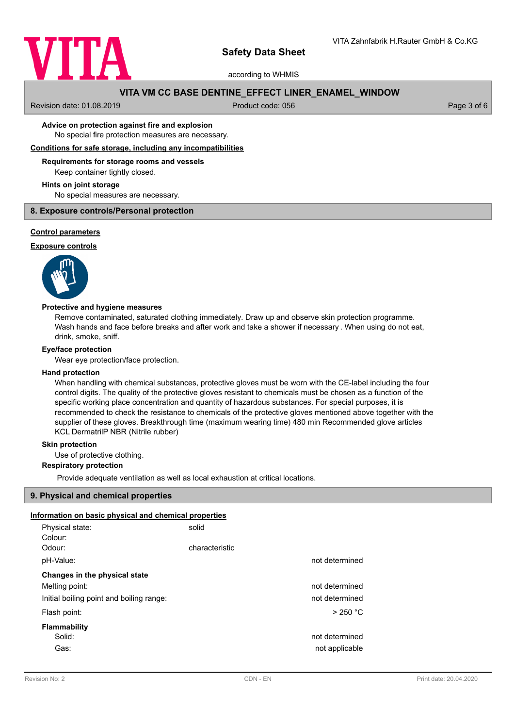### Advice on protection against fire and explosion

No special fire protection measures are necessary.

**Conditions for safe storage, including any incompatibilities**

### Requirements for storage rooms and vessels

Keep container tightly closed.

### Hints on joint storage

No special measures are necessary.

## 8. Exposure controls/Personal protection

**Control parameters**

**Exposure controls**

### Protective and hygiene measures

Remove contaminated, saturated clothing immediately. Draw up and observe skin protection programme. Wash hands and face before breaks and after work and take a shower if necessary . When using do not eat, drink, smoke, sniff.

### Eye/face protection

Wear eye protection/face protection.

### Hand protection

When handling with chemical substances, protective gloves must be worn with the CE-label including the four control digits. The quality of the protective gloves resistant to chemicals must be chosen as a function of the specific working place concentration and quantity of hazardous substances. For special purposes, it is recommended to check the resistance to chemicals of the protective gloves mentioned above together with the supplier of these gloves. Breakthrough time (maximum wearing time) 480 min Recommended glove articles KCL DermatrilP NBR (Nitrile rubber)

### Skin protection

Use of protective clothing.

### Respiratory protection

Provide adequate ventilation as well as local exhaustion at critical locations.

## 9. Physical and chemical properties

**Information on basic physical and chemical properties**

| | | |
|---|---|---|
| Physical state: | solid | |
| Colour: | | |
| Odour: | characteristic | |
| pH-Value: | | not determined |
| **Changes in the physical state** | | |
| Melting point: | | not determined |
| Initial boiling point and boiling range: | | not determined |
| Flash point: | | > 250 °C |
| **Flammability** | | |
| Solid: | | not determined |
| Gas: | | not applicable |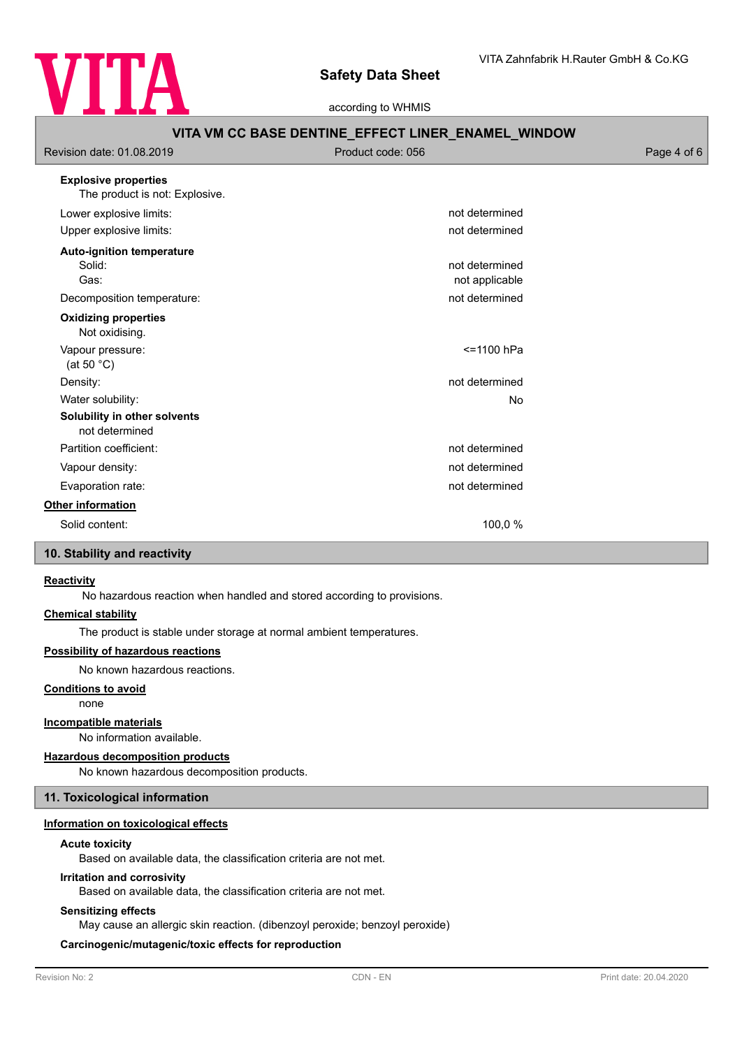**Explosive properties**

The product is not: Explosive.

| | |
|---|---|
| Lower explosive limits: | not determined |
| Upper explosive limits: | not determined |

**Auto-ignition temperature**

| | |
|---|---|
| Solid: | not determined |
| Gas: | not applicable |
| Decomposition temperature: | not determined |

**Oxidizing properties**

Not oxidising.

| | |
|---|---|
| Vapour pressure: (at 50 °C) | <=1100 hPa |
| Density: | not determined |
| Water solubility: | No |

**Solubility in other solvents**

not determined

| | |
|---|---|
| Partition coefficient: | not determined |
| Vapour density: | not determined |
| Evaporation rate: | not determined |

**Other information**

| | |
|---|---|
| Solid content: | 100,0 % |

## 10. Stability and reactivity

**Reactivity**

No hazardous reaction when handled and stored according to provisions.

**Chemical stability**

The product is stable under storage at normal ambient temperatures.

**Possibility of hazardous reactions**

No known hazardous reactions.

**Conditions to avoid**

none

**Incompatible materials**

No information available.

**Hazardous decomposition products**

No known hazardous decomposition products.

## 11. Toxicological information

**Information on toxicological effects**

**Acute toxicity**

Based on available data, the classification criteria are not met.

**Irritation and corrosivity**

Based on available data, the classification criteria are not met.

**Sensitizing effects**

May cause an allergic skin reaction. (dibenzoyl peroxide; benzoyl peroxide)

**Carcinogenic/mutagenic/toxic effects for reproduction**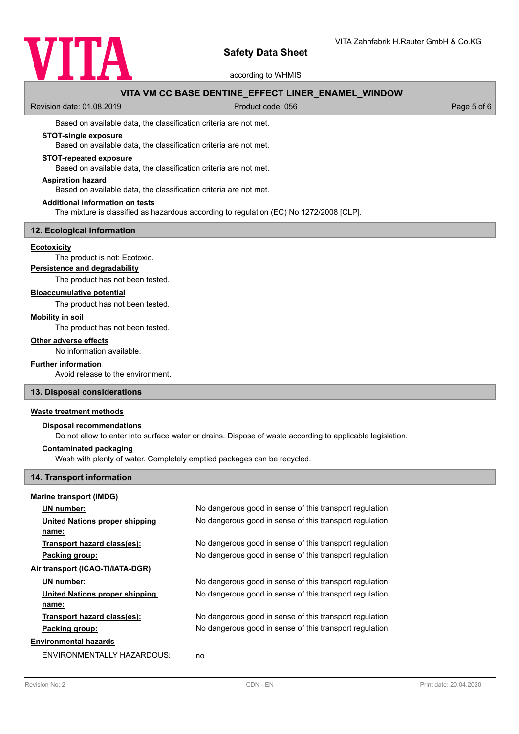Based on available data, the classification criteria are not met.

**STOT-single exposure**

Based on available data, the classification criteria are not met.

**STOT-repeated exposure**

Based on available data, the classification criteria are not met.

**Aspiration hazard**

Based on available data, the classification criteria are not met.

**Additional information on tests**

The mixture is classified as hazardous according to regulation (EC) No 1272/2008 [CLP].

## 12. Ecological information

**Ecotoxicity**

The product is not: Ecotoxic.

**Persistence and degradability**

The product has not been tested.

**Bioaccumulative potential**

The product has not been tested.

**Mobility in soil**

The product has not been tested.

**Other adverse effects**

No information available.

**Further information**

Avoid release to the environment.

## 13. Disposal considerations

**Waste treatment methods**

**Disposal recommendations**

Do not allow to enter into surface water or drains. Dispose of waste according to applicable legislation.

**Contaminated packaging**

Wash with plenty of water. Completely emptied packages can be recycled.

## 14. Transport information

**Marine transport (IMDG)**

| | |
|---|---|
| **UN number:** | No dangerous good in sense of this transport regulation. |
| **United Nations proper shipping name:** | No dangerous good in sense of this transport regulation. |
| **Transport hazard class(es):** | No dangerous good in sense of this transport regulation. |
| **Packing group:** | No dangerous good in sense of this transport regulation. |

**Air transport (ICAO-TI/IATA-DGR)**

| | |
|---|---|
| **UN number:** | No dangerous good in sense of this transport regulation. |
| **United Nations proper shipping name:** | No dangerous good in sense of this transport regulation. |
| **Transport hazard class(es):** | No dangerous good in sense of this transport regulation. |
| **Packing group:** | No dangerous good in sense of this transport regulation. |

**Environmental hazards**

| | |
|---|---|
| ENVIRONMENTALLY HAZARDOUS: | no |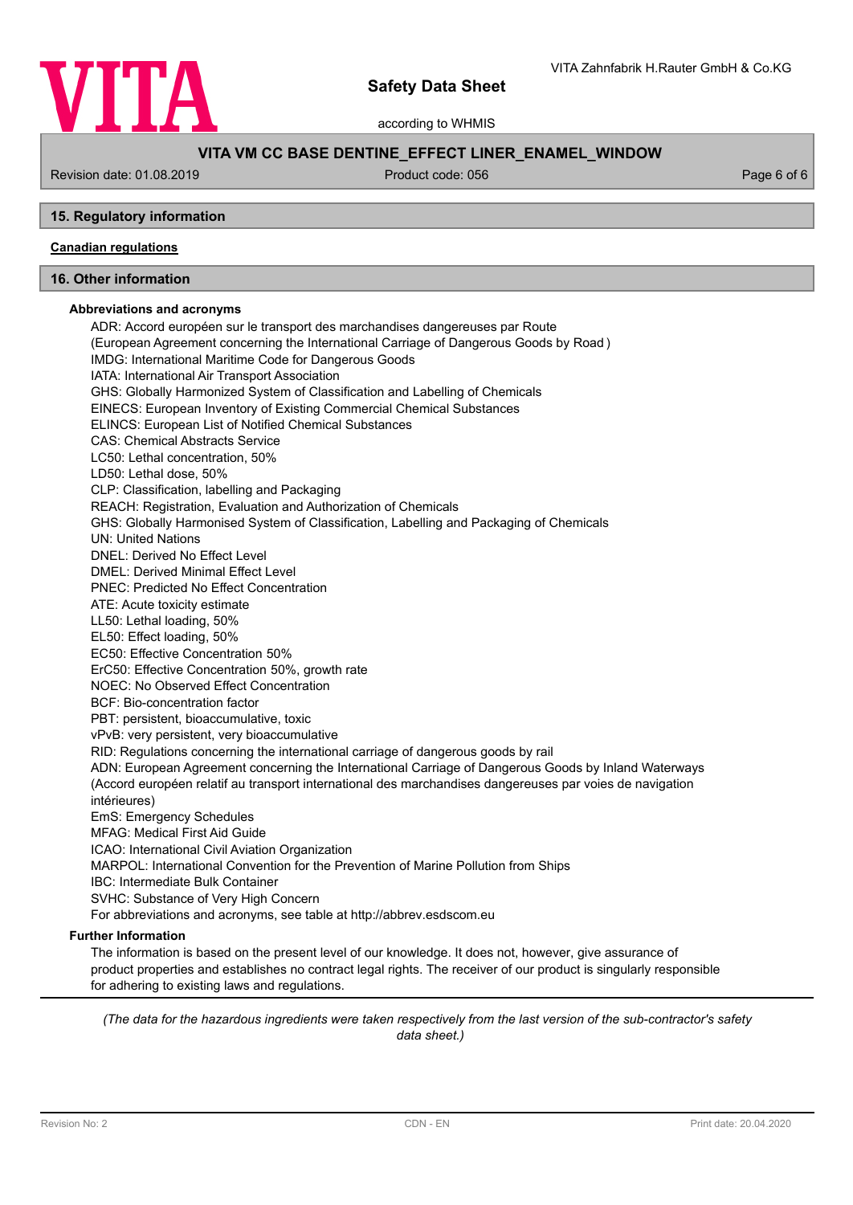## 15. Regulatory information

**Canadian regulations**

## 16. Other information

**Abbreviations and acronyms**

ADR: Accord européen sur le transport des marchandises dangereuses par Route
(European Agreement concerning the International Carriage of Dangerous Goods by Road )
IMDG: International Maritime Code for Dangerous Goods
IATA: International Air Transport Association
GHS: Globally Harmonized System of Classification and Labelling of Chemicals
EINECS: European Inventory of Existing Commercial Chemical Substances
ELINCS: European List of Notified Chemical Substances
CAS: Chemical Abstracts Service
LC50: Lethal concentration, 50%
LD50: Lethal dose, 50%
CLP: Classification, labelling and Packaging
REACH: Registration, Evaluation and Authorization of Chemicals
GHS: Globally Harmonised System of Classification, Labelling and Packaging of Chemicals
UN: United Nations
DNEL: Derived No Effect Level
DMEL: Derived Minimal Effect Level
PNEC: Predicted No Effect Concentration
ATE: Acute toxicity estimate
LL50: Lethal loading, 50%
EL50: Effect loading, 50%
EC50: Effective Concentration 50%
ErC50: Effective Concentration 50%, growth rate
NOEC: No Observed Effect Concentration
BCF: Bio-concentration factor
PBT: persistent, bioaccumulative, toxic
vPvB: very persistent, very bioaccumulative
RID: Regulations concerning the international carriage of dangerous goods by rail
ADN: European Agreement concerning the International Carriage of Dangerous Goods by Inland Waterways
(Accord européen relatif au transport international des marchandises dangereuses par voies de navigation intérieures)
EmS: Emergency Schedules
MFAG: Medical First Aid Guide
ICAO: International Civil Aviation Organization
MARPOL: International Convention for the Prevention of Marine Pollution from Ships
IBC: Intermediate Bulk Container
SVHC: Substance of Very High Concern
For abbreviations and acronyms, see table at http://abbrev.esdscom.eu

**Further Information**

The information is based on the present level of our knowledge. It does not, however, give assurance of product properties and establishes no contract legal rights. The receiver of our product is singularly responsible for adhering to existing laws and regulations.

---

*(The data for the hazardous ingredients were taken respectively from the last version of the sub-contractor's safety data sheet.)*